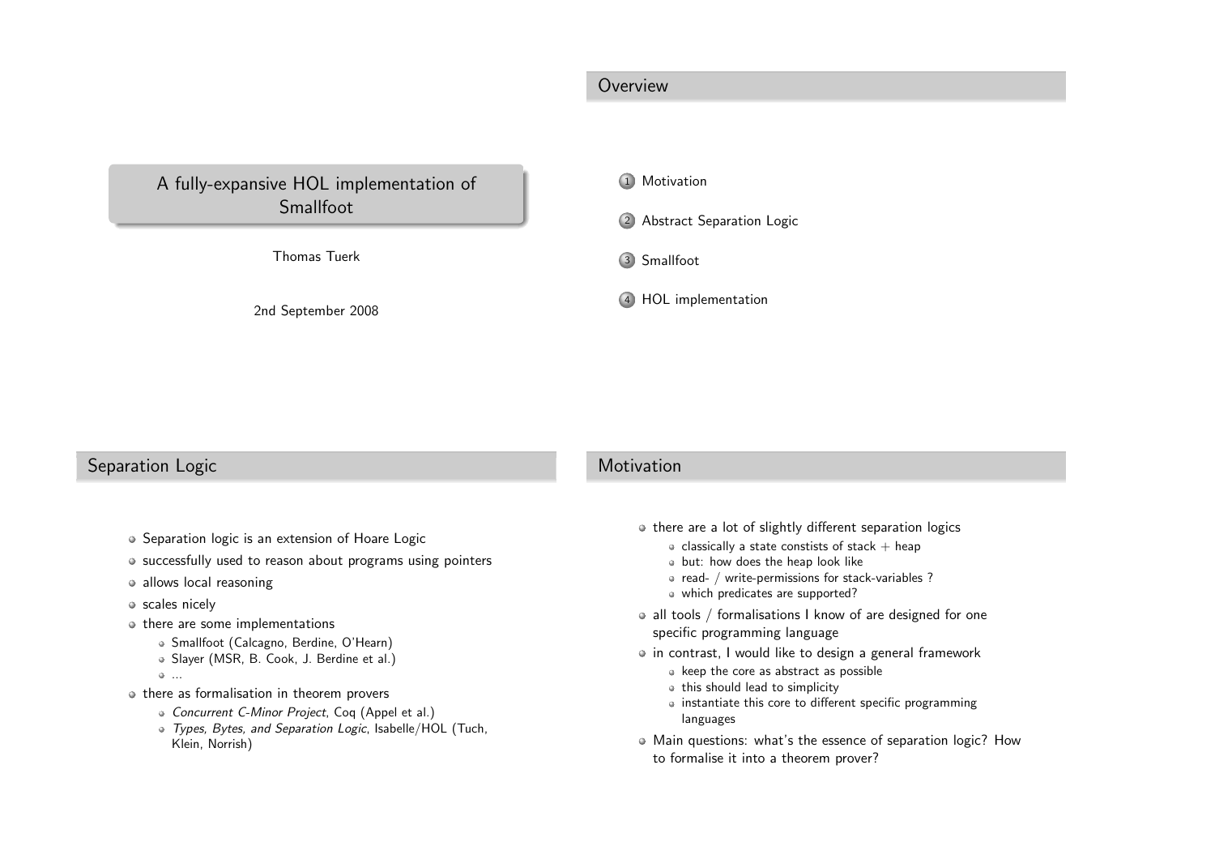# A fully-expansive HOL implementation of Smallfoot

Thomas Tuerk

2nd September 2008

## Overview

1. Motivation
2. Abstract Separation Logic
3. Smallfoot
4. HOL implementation

## Separation Logic

- Separation logic is an extension of Hoare Logic
- successfully used to reason about programs using pointers
- allows local reasoning
- scales nicely
- there are some implementations
  - Smallfoot (Calcagno, Berdine, O'Hearn)
  - Slayer (MSR, B. Cook, J. Berdine et al.)
  - ...
- there as formalisation in theorem provers
  - *Concurrent C-Minor Project*, Coq (Appel et al.)
  - *Types, Bytes, and Separation Logic*, Isabelle/HOL (Tuch, Klein, Norrish)

## Motivation

- there are a lot of slightly different separation logics
  - classically a state constists of stack + heap
  - but: how does the heap look like
  - read- / write-permissions for stack-variables ?
  - which predicates are supported?
- all tools / formalisations I know of are designed for one specific programming language
- in contrast, I would like to design a general framework
  - keep the core as abstract as possible
  - this should lead to simplicity
  - instantiate this core to different specific programming languages
- Main questions: what's the essence of separation logic? How to formalise it into a theorem prover?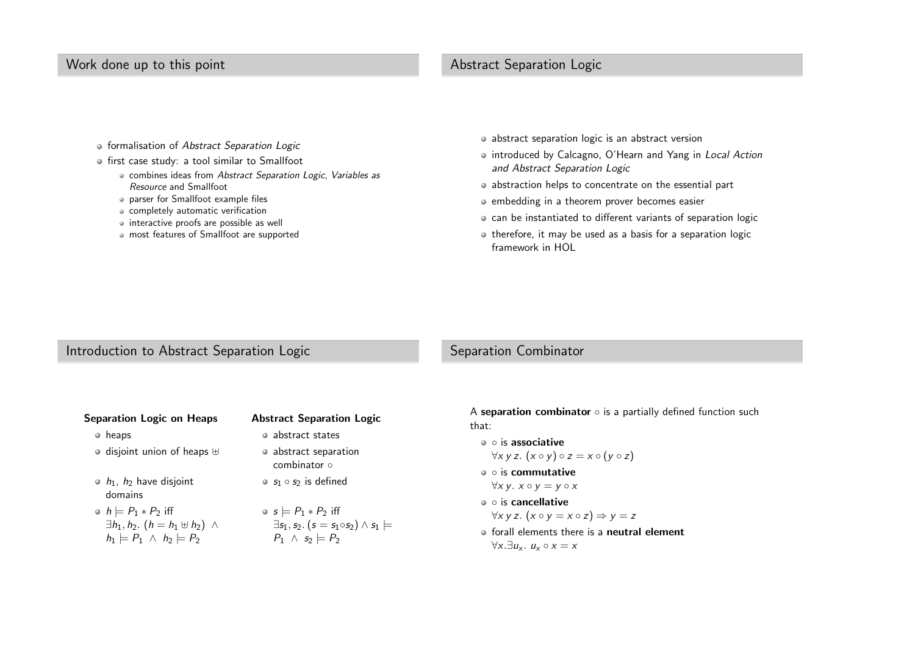## Work done up to this point

- formalisation of *Abstract Separation Logic*
- first case study: a tool similar to Smallfoot
  - combines ideas from *Abstract Separation Logic*, *Variables as Resource* and Smallfoot
  - parser for Smallfoot example files
  - completely automatic verification
  - interactive proofs are possible as well
  - most features of Smallfoot are supported

## Abstract Separation Logic

- abstract separation logic is an abstract version
- introduced by Calcagno, O'Hearn and Yang in *Local Action and Abstract Separation Logic*
- abstraction helps to concentrate on the essential part
- embedding in a theorem prover becomes easier
- can be instantiated to different variants of separation logic
- therefore, it may be used as a basis for a separation logic framework in HOL

## Introduction to Abstract Separation Logic

**Separation Logic on Heaps**

- heaps
- disjoint union of heaps $\uplus$
- $h_1$, $h_2$ have disjoint domains
- $h \models P_1 * P_2$ iff $\exists h_1, h_2.\ (h = h_1 \uplus h_2) \ \wedge \ h_1 \models P_1 \ \wedge \ h_2 \models P_2$

**Abstract Separation Logic**

- abstract states
- abstract separation combinator $\circ$
- $s_1 \circ s_2$ is defined
- $s \models P_1 * P_2$ iff $\exists s_1, s_2.\ (s = s_1 \circ s_2) \wedge s_1 \models P_1 \ \wedge \ s_2 \models P_2$

## Separation Combinator

A **separation combinator** $\circ$ is a partially defined function such that:

- $\circ$ is **associative**
  $\forall x\, y\, z.\ (x \circ y) \circ z = x \circ (y \circ z)$
- $\circ$ is **commutative**
  $\forall x\, y.\ x \circ y = y \circ x$
- $\circ$ is **cancellative**
  $\forall x\, y\, z.\ (x \circ y = x \circ z) \Rightarrow y = z$
- forall elements there is a **neutral element**
  $\forall x. \exists u_x.\ u_x \circ x = x$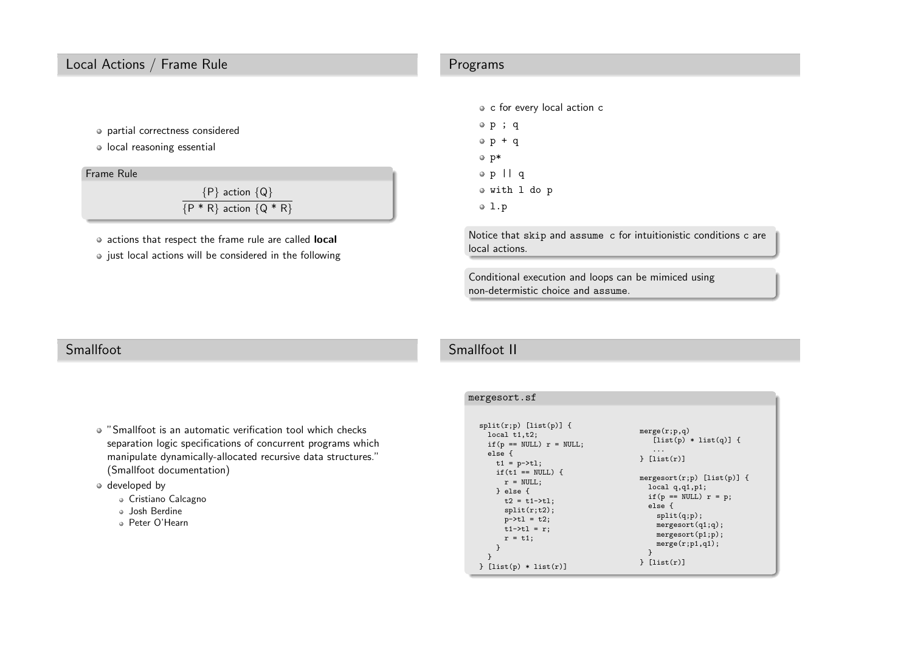## Local Actions / Frame Rule

- partial correctness considered
- local reasoning essential

**Frame Rule**

$$\frac{\{P\}\ \text{action}\ \{Q\}}{\{P * R\}\ \text{action}\ \{Q * R\}}$$

- actions that respect the frame rule are called **local**
- just local actions will be considered in the following

## Programs

- `c` for every local action `c`
- `p ; q`
- `p + q`
- `p*`
- `p || q`
- `with l do p`
- `l.p`

Notice that `skip` and `assume c` for intuitionistic conditions c are local actions.

Conditional execution and loops can be mimiced using non-determistic choice and `assume`.

## Smallfoot

- "Smallfoot is an automatic verification tool which checks separation logic specifications of concurrent programs which manipulate dynamically-allocated recursive data structures." (Smallfoot documentation)
- developed by
  - Cristiano Calcagno
  - Josh Berdine
  - Peter O'Hearn

## Smallfoot II

**mergesort.sf**

```
split(r;p) [list(p)] {
  local t1,t2;
  if(p == NULL) r = NULL;
  else {
    t1 = p->tl;
    if(t1 == NULL) {
      r = NULL;
    } else {
      t2 = t1->tl;
      split(r;t2);
      p->tl = t2;
      t1->tl = r;
      r = t1;
    }
  }
} [list(p) * list(r)]

merge(r;p,q)
   [list(p) * list(q)] {
   ...
} [list(r)]

mergesort(r;p) [list(p)] {
  local q,q1,p1;
  if(p == NULL) r = p;
  else {
    split(q;p);
    mergesort(q1;q);
    mergesort(p1;p);
    merge(r;p1,q1);
  }
} [list(r)]
```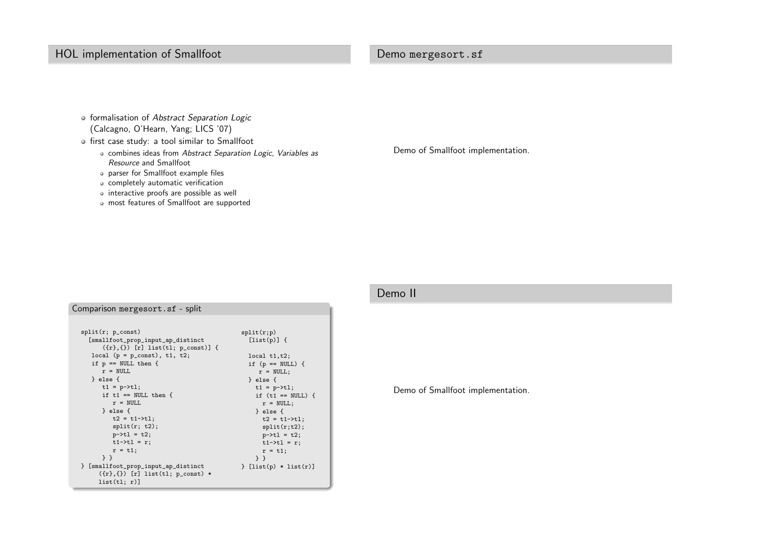## HOL implementation of Smallfoot

- formalisation of *Abstract Separation Logic* (Calcagno, O'Hearn, Yang; LICS '07)
- first case study: a tool similar to Smallfoot
  - combines ideas from *Abstract Separation Logic*, *Variables as Resource* and Smallfoot
  - parser for Smallfoot example files
  - completely automatic verification
  - interactive proofs are possible as well
  - most features of Smallfoot are supported

### Comparison mergesort.sf - split

```
split(r; p_const)
  [smallfoot_prop_input_ap_distinct
      ({r},{}) [r] list(tl; p_const)] {
   local (p = p_const), t1, t2;
   if p == NULL then {
      r = NULL
   } else {
      t1 = p->tl;
      if t1 == NULL then {
         r = NULL
      } else {
         t2 = t1->tl;
         split(r; t2);
         p->tl = t2;
         t1->tl = r;
         r = t1;
      } }
} [smallfoot_prop_input_ap_distinct
     ({r},{}) [r] list(tl; p_const) *
     list(tl; r)]
```

```
split(r;p)
  [list(p)] {

  local t1,t2;
  if (p == NULL) {
    r = NULL;
  } else {
    t1 = p->tl;
    if (t1 == NULL) {
      r = NULL;
    } else {
      t2 = t1->tl;
      split(r;t2);
      p->tl = t2;
      t1->tl = r;
      r = t1;
    } }
} [list(p) * list(r)]
```

## Demo mergesort.sf

Demo of Smallfoot implementation.

## Demo II

Demo of Smallfoot implementation.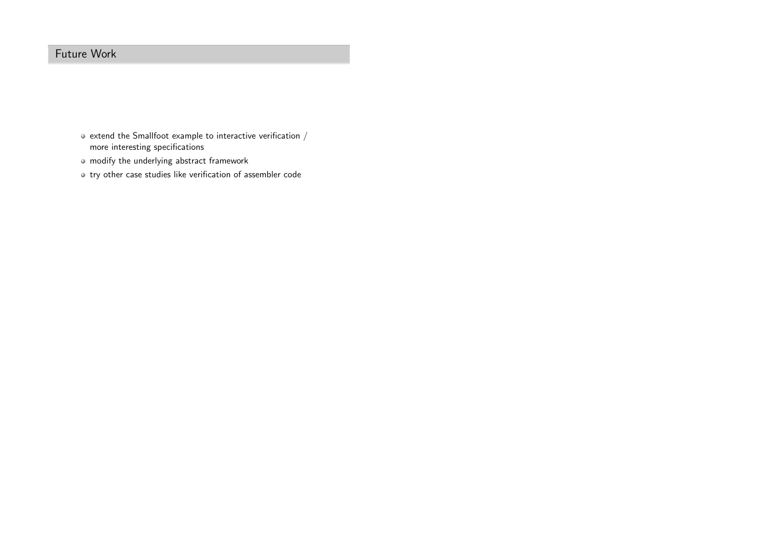## Future Work

- extend the Smallfoot example to interactive verification / more interesting specifications
- modify the underlying abstract framework
- try other case studies like verification of assembler code